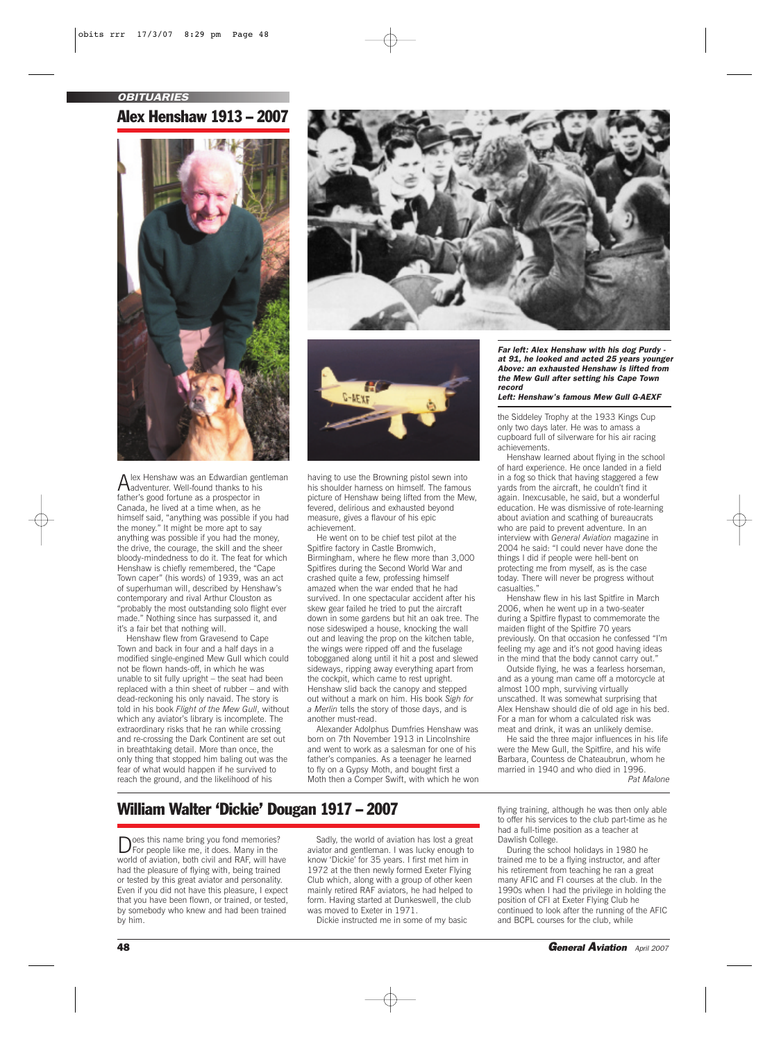OBITUARIES

# Alex Henshaw 1913 – 2007

*Far left: Alex Henshaw with his dog Purdy - at 91, he looked and acted 25 years younger*
*Above: an exhausted Henshaw is lifted from the Mew Gull after setting his Cape Town record*
*Left: Henshaw's famous Mew Gull G-AEXF*

Alex Henshaw was an Edwardian gentleman adventurer. Well-found thanks to his father's good fortune as a prospector in Canada, he lived at a time when, as he himself said, "anything was possible if you had the money." It might be more apt to say anything was possible if you had the money, the drive, the courage, the skill and the sheer bloody-mindedness to do it. The feat for which Henshaw is chiefly remembered, the "Cape Town caper" (his words) of 1939, was an act of superhuman will, described by Henshaw's contemporary and rival Arthur Clouston as "probably the most outstanding solo flight ever made." Nothing since has surpassed it, and it's a fair bet that nothing will.

Henshaw flew from Gravesend to Cape Town and back in four and a half days in a modified single-engined Mew Gull which could not be flown hands-off, in which he was unable to sit fully upright – the seat had been replaced with a thin sheet of rubber – and with dead-reckoning his only navaid. The story is told in his book *Flight of the Mew Gull*, without which any aviator's library is incomplete. The extraordinary risks that he ran while crossing and re-crossing the Dark Continent are set out in breathtaking detail. More than once, the only thing that stopped him baling out was the fear of what would happen if he survived to reach the ground, and the likelihood of his having to use the Browning pistol sewn into his shoulder harness on himself. The famous picture of Henshaw being lifted from the Mew, fevered, delirious and exhausted beyond measure, gives a flavour of his epic achievement.

He went on to be chief test pilot at the Spitfire factory in Castle Bromwich, Birmingham, where he flew more than 3,000 Spitfires during the Second World War and crashed quite a few, professing himself amazed when the war ended that he had survived. In one spectacular accident after his skew gear failed he tried to put the aircraft down in some gardens but hit an oak tree. The nose sideswiped a house, knocking the wall out and leaving the prop on the kitchen table, the wings were ripped off and the fuselage tobogganed along until it hit a post and slewed sideways, ripping away everything apart from the cockpit, which came to rest upright. Henshaw slid back the canopy and stepped out without a mark on him. His book *Sigh for a Merlin* tells the story of those days, and is another must-read.

Alexander Adolphus Dumfries Henshaw was born on 7th November 1913 in Lincolnshire and went to work as a salesman for one of his father's companies. As a teenager he learned to fly on a Gypsy Moth, and bought first a Moth then a Comper Swift, with which he won the Siddeley Trophy at the 1933 Kings Cup only two days later. He was to amass a cupboard full of silverware for his air racing achievements.

Henshaw learned about flying in the school of hard experience. He once landed in a field in a fog so thick that having staggered a few yards from the aircraft, he couldn't find it again. Inexcusable, he said, but a wonderful education. He was dismissive of rote-learning about aviation and scathing of bureaucrats who are paid to prevent adventure. In an interview with *General Aviation* magazine in 2004 he said: "I could never have done the things I did if people were hell-bent on protecting me from myself, as is the case today. There will never be progress without casualties."

Henshaw flew in his last Spitfire in March 2006, when he went up in a two-seater during a Spitfire flypast to commemorate the maiden flight of the Spitfire 70 years previously. On that occasion he confessed "I'm feeling my age and it's not good having ideas in the mind that the body cannot carry out."

Outside flying, he was a fearless horseman, and as a young man came off a motorcycle at almost 100 mph, surviving virtually unscathed. It was somewhat surprising that Alex Henshaw should die of old age in his bed. For a man for whom a calculated risk was meat and drink, it was an unlikely demise.

He said the three major influences in his life were the Mew Gull, the Spitfire, and his wife Barbara, Countess de Chateaubrun, whom he married in 1940 and who died in 1996.

*Pat Malone*

# William Walter 'Dickie' Dougan 1917 – 2007

Does this name bring you fond memories? For people like me, it does. Many in the world of aviation, both civil and RAF, will have had the pleasure of flying with, being trained or tested by this great aviator and personality. Even if you did not have this pleasure, I expect that you have been flown, or trained, or tested, by somebody who knew and had been trained by him.

Sadly, the world of aviation has lost a great aviator and gentleman. I was lucky enough to know 'Dickie' for 35 years. I first met him in 1972 at the then newly formed Exeter Flying Club which, along with a group of other keen mainly retired RAF aviators, he had helped to form. Having started at Dunkeswell, the club was moved to Exeter in 1971.

Dickie instructed me in some of my basic flying training, although he was then only able to offer his services to the club part-time as he had a full-time position as a teacher at Dawlish College.

During the school holidays in 1980 he trained me to be a flying instructor, and after his retirement from teaching he ran a great many AFIC and FI courses at the club. In the 1990s when I had the privilege in holding the position of CFI at Exeter Flying Club he continued to look after the running of the AFIC and BCPL courses for the club, while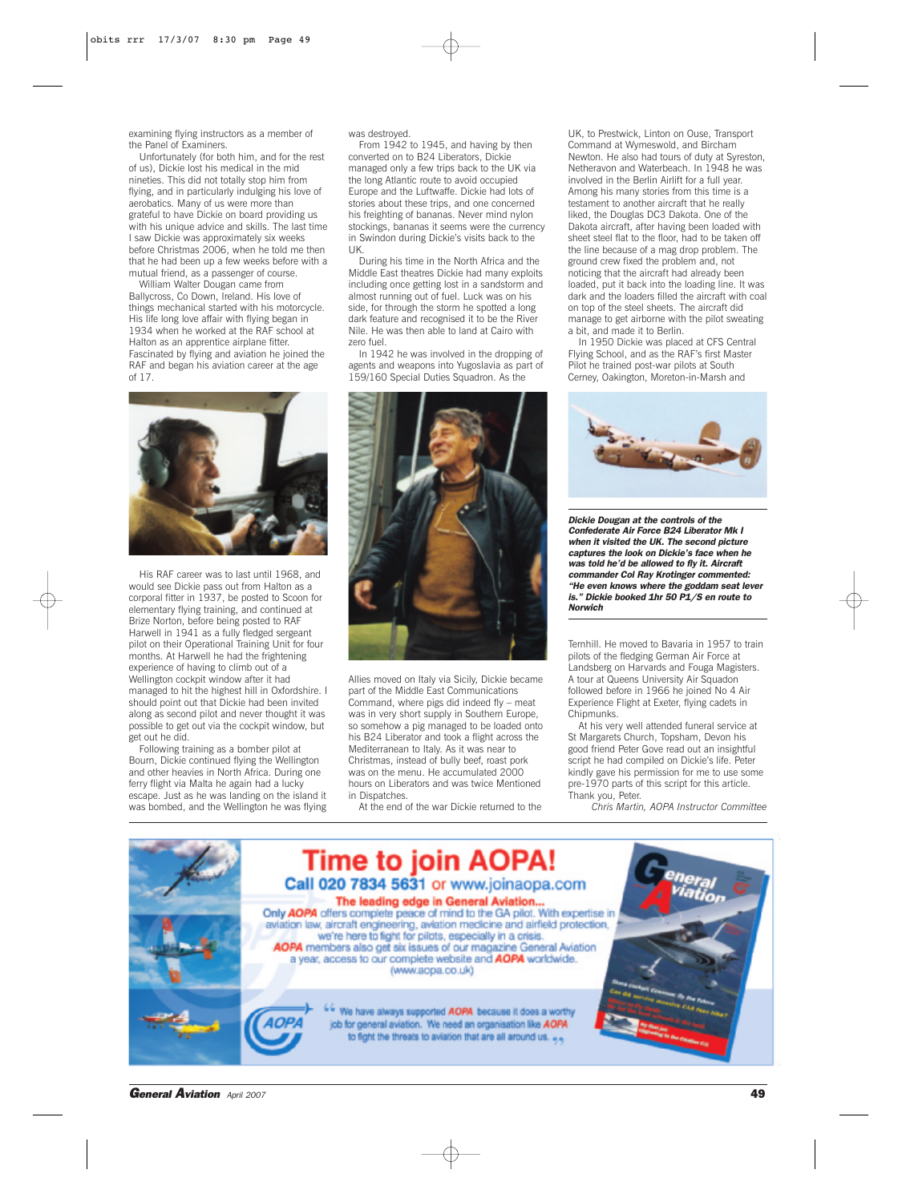examining flying instructors as a member of the Panel of Examiners.

Unfortunately (for both him, and for the rest of us), Dickie lost his medical in the mid nineties. This did not totally stop him from flying, and in particularly indulging his love of aerobatics. Many of us were more than grateful to have Dickie on board providing us with his unique advice and skills. The last time I saw Dickie was approximately six weeks before Christmas 2006, when he told me then that he had been up a few weeks before with a mutual friend, as a passenger of course.

William Walter Dougan came from Ballycross, Co Down, Ireland. His love of things mechanical started with his motorcycle. His life long love affair with flying began in 1934 when he worked at the RAF school at Halton as an apprentice airplane fitter. Fascinated by flying and aviation he joined the RAF and began his aviation career at the age of 17.

His RAF career was to last until 1968, and would see Dickie pass out from Halton as a corporal fitter in 1937, be posted to Scoon for elementary flying training, and continued at Brize Norton, before being posted to RAF Harwell in 1941 as a fully fledged sergeant pilot on their Operational Training Unit for four months. At Harwell he had the frightening experience of having to climb out of a Wellington cockpit window after it had managed to hit the highest hill in Oxfordshire. I should point out that Dickie had been invited along as second pilot and never thought it was possible to get out via the cockpit window, but get out he did.

Following training as a bomber pilot at Bourn, Dickie continued flying the Wellington and other heavies in North Africa. During one ferry flight via Malta he again had a lucky escape. Just as he was landing on the island it was bombed, and the Wellington he was flying was destroyed.

From 1942 to 1945, and having by then converted on to B24 Liberators, Dickie managed only a few trips back to the UK via the long Atlantic route to avoid occupied Europe and the Luftwaffe. Dickie had lots of stories about these trips, and one concerned his freighting of bananas. Never mind nylon stockings, bananas it seems were the currency in Swindon during Dickie's visits back to the UK.

During his time in the North Africa and the Middle East theatres Dickie had many exploits including once getting lost in a sandstorm and almost running out of fuel. Luck was on his side, for through the storm he spotted a long dark feature and recognised it to be the River Nile. He was then able to land at Cairo with zero fuel.

In 1942 he was involved in the dropping of agents and weapons into Yugoslavia as part of 159/160 Special Duties Squadron. As the Allies moved on Italy via Sicily, Dickie became part of the Middle East Communications Command, where pigs did indeed fly – meat was in very short supply in Southern Europe, so somehow a pig managed to be loaded onto his B24 Liberator and took a flight across the Mediterranean to Italy. As it was near to Christmas, instead of bully beef, roast pork was on the menu. He accumulated 2000 hours on Liberators and was twice Mentioned in Dispatches.

At the end of the war Dickie returned to the UK, to Prestwick, Linton on Ouse, Transport Command at Wymeswold, and Bircham Newton. He also had tours of duty at Syreston, Netheravon and Waterbeach. In 1948 he was involved in the Berlin Airlift for a full year. Among his many stories from this time is a testament to another aircraft that he really liked, the Douglas DC3 Dakota. One of the Dakota aircraft, after having been loaded with sheet steel flat to the floor, had to be taken off the line because of a mag drop problem. The ground crew fixed the problem and, not noticing that the aircraft had already been loaded, put it back into the loading line. It was dark and the loaders filled the aircraft with coal on top of the steel sheets. The aircraft did manage to get airborne with the pilot sweating a bit, and made it to Berlin.

In 1950 Dickie was placed at CFS Central Flying School, and as the RAF's first Master Pilot he trained post-war pilots at South Cerney, Oakington, Moreton-in-Marsh and Ternhill. He moved to Bavaria in 1957 to train pilots of the fledging German Air Force at Landsberg on Harvards and Fouga Magisters. A tour at Queens University Air Squadon followed before in 1966 he joined No 4 Air Experience Flight at Exeter, flying cadets in Chipmunks.

At his very well attended funeral service at St Margarets Church, Topsham, Devon his good friend Peter Gove read out an insightful script he had compiled on Dickie's life. Peter kindly gave his permission for me to use some pre-1970 parts of this script for this article. Thank you, Peter.

*Chris Martin, AOPA Instructor Committee*

***Dickie Dougan at the controls of the Confederate Air Force B24 Liberator Mk I when it visited the UK. The second picture captures the look on Dickie's face when he was told he'd be allowed to fly it. Aircraft commander Col Ray Krotinger commented: "He even knows where the goddam seat lever is." Dickie booked 1hr 50 P1/S en route to Norwich***

# Time to join AOPA!

**Call 020 7834 5631 or www.joinaopa.com**

**The leading edge in General Aviation...**

Only **AOPA** offers complete peace of mind to the GA pilot. With expertise in aviation law, aircraft engineering, aviation medicine and airfield protection, we're here to fight for pilots, especially in a crisis. **AOPA** members also get six issues of our magazine General Aviation a year, access to our complete website and **AOPA** worldwide. (www.aopa.co.uk)

"We have always supported **AOPA** because it does a worthy job for general aviation. We need an organisation like **AOPA** to fight the threats to aviation that are all around us."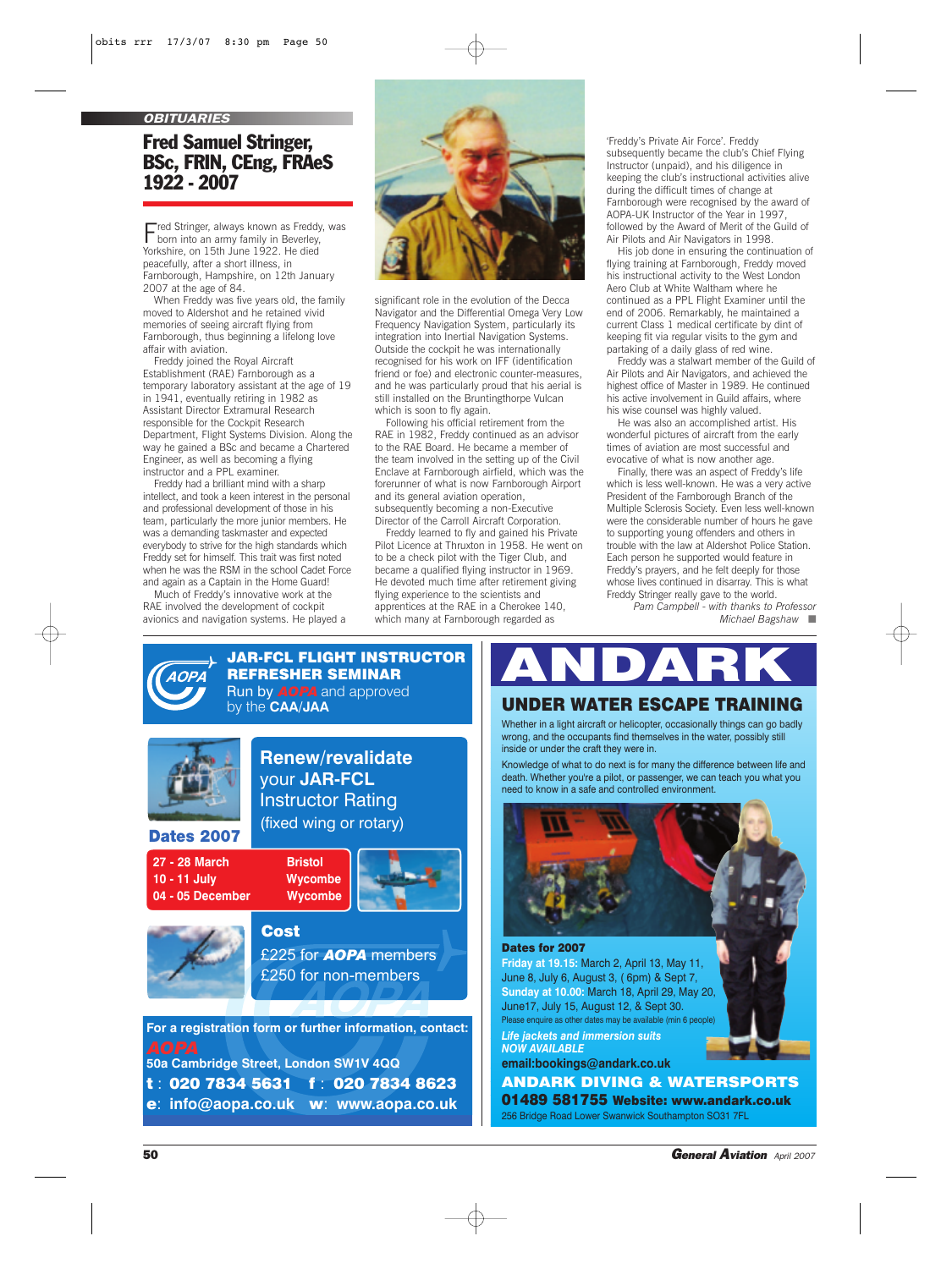OBITUARIES

# Fred Samuel Stringer, BSc, FRIN, CEng, FRAeS 1922 - 2007

Fred Stringer, always known as Freddy, was born into an army family in Beverley, Yorkshire, on 15th June 1922. He died peacefully, after a short illness, in Farnborough, Hampshire, on 12th January 2007 at the age of 84.

When Freddy was five years old, the family moved to Aldershot and he retained vivid memories of seeing aircraft flying from Farnborough, thus beginning a lifelong love affair with aviation.

Freddy joined the Royal Aircraft Establishment (RAE) Farnborough as a temporary laboratory assistant at the age of 19 in 1941, eventually retiring in 1982 as Assistant Director Extramural Research responsible for the Cockpit Research Department, Flight Systems Division. Along the way he gained a BSc and became a Chartered Engineer, as well as becoming a flying instructor and a PPL examiner.

Freddy had a brilliant mind with a sharp intellect, and took a keen interest in the personal and professional development of those in his team, particularly the more junior members. He was a demanding taskmaster and expected everybody to strive for the high standards which Freddy set for himself. This trait was first noted when he was the RSM in the school Cadet Force and again as a Captain in the Home Guard!

Much of Freddy's innovative work at the RAE involved the development of cockpit avionics and navigation systems. He played a significant role in the evolution of the Decca Navigator and the Differential Omega Very Low Frequency Navigation System, particularly its integration into Inertial Navigation Systems. Outside the cockpit he was internationally recognised for his work on IFF (identification friend or foe) and electronic counter-measures, and he was particularly proud that his aerial is still installed on the Bruntingthorpe Vulcan which is soon to fly again.

Following his official retirement from the RAE in 1982, Freddy continued as an advisor to the RAE Board. He became a member of the team involved in the setting up of the Civil Enclave at Farnborough airfield, which was the forerunner of what is now Farnborough Airport and its general aviation operation, subsequently becoming a non-Executive Director of the Carroll Aircraft Corporation.

Freddy learned to fly and gained his Private Pilot Licence at Thruxton in 1958. He went on to be a check pilot with the Tiger Club, and became a qualified flying instructor in 1969. He devoted much time after retirement giving flying experience to the scientists and apprentices at the RAE in a Cherokee 140, which many at Farnborough regarded as 'Freddy's Private Air Force'. Freddy subsequently became the club's Chief Flying Instructor (unpaid), and his diligence in keeping the club's instructional activities alive during the difficult times of change at Farnborough were recognised by the award of AOPA-UK Instructor of the Year in 1997, followed by the Award of Merit of the Guild of Air Pilots and Air Navigators in 1998.

His job done in ensuring the continuation of flying training at Farnborough, Freddy moved his instructional activity to the West London Aero Club at White Waltham where he continued as a PPL Flight Examiner until the end of 2006. Remarkably, he maintained a current Class 1 medical certificate by dint of keeping fit via regular visits to the gym and partaking of a daily glass of red wine.

Freddy was a stalwart member of the Guild of Air Pilots and Air Navigators, and achieved the highest office of Master in 1989. He continued his active involvement in Guild affairs, where his wise counsel was highly valued.

He was also an accomplished artist. His wonderful pictures of aircraft from the early times of aviation are most successful and evocative of what is now another age.

Finally, there was an aspect of Freddy's life which is less well-known. He was a very active President of the Farnborough Branch of the Multiple Sclerosis Society. Even less well-known were the considerable number of hours he gave to supporting young offenders and others in trouble with the law at Aldershot Police Station. Each person he supported would feature in Freddy's prayers, and he felt deeply for those whose lives continued in disarray. This is what Freddy Stringer really gave to the world.

*Pam Campbell - with thanks to Professor Michael Bagshaw*

## JAR-FCL FLIGHT INSTRUCTOR REFRESHER SEMINAR

Run by **AOPA** and approved by the **CAA/JAA**

**Renew/revalidate your JAR-FCL Instructor Rating** (fixed wing or rotary)

**Dates 2007**

| | |
|---|---|
| 27 - 28 March | Bristol |
| 10 - 11 July | Wycombe |
| 04 - 05 December | Wycombe |

**Cost**

£225 for **AOPA** members
£250 for non-members

**For a registration form or further information, contact:**

**AOPA**
**50a Cambridge Street, London SW1V 4QQ**
**t: 020 7834 5631 f: 020 7834 8623**
**e: info@aopa.co.uk w: www.aopa.co.uk**

## ANDARK

### UNDER WATER ESCAPE TRAINING

Whether in a light aircraft or helicopter, occasionally things can go badly wrong, and the occupants find themselves in the water, possibly still inside or under the craft they were in.

Knowledge of what to do next is for many the difference between life and death. Whether you're a pilot, or passenger, we can teach you what you need to know in a safe and controlled environment.

**Dates for 2007**

**Friday at 19.15:** March 2, April 13, May 11, June 8, July 6, August 3, (6pm) & Sept 7,
**Sunday at 10.00:** March 18, April 29, May 20, June17, July 15, August 12, & Sept 30.
Please enquire as other dates may be available (min 6 people)

***Life jackets and immersion suits NOW AVAILABLE***

**email:bookings@andark.co.uk**

**ANDARK DIVING & WATERSPORTS**
**01489 581755 Website: www.andark.co.uk**
256 Bridge Road Lower Swanwick Southampton SO31 7FL